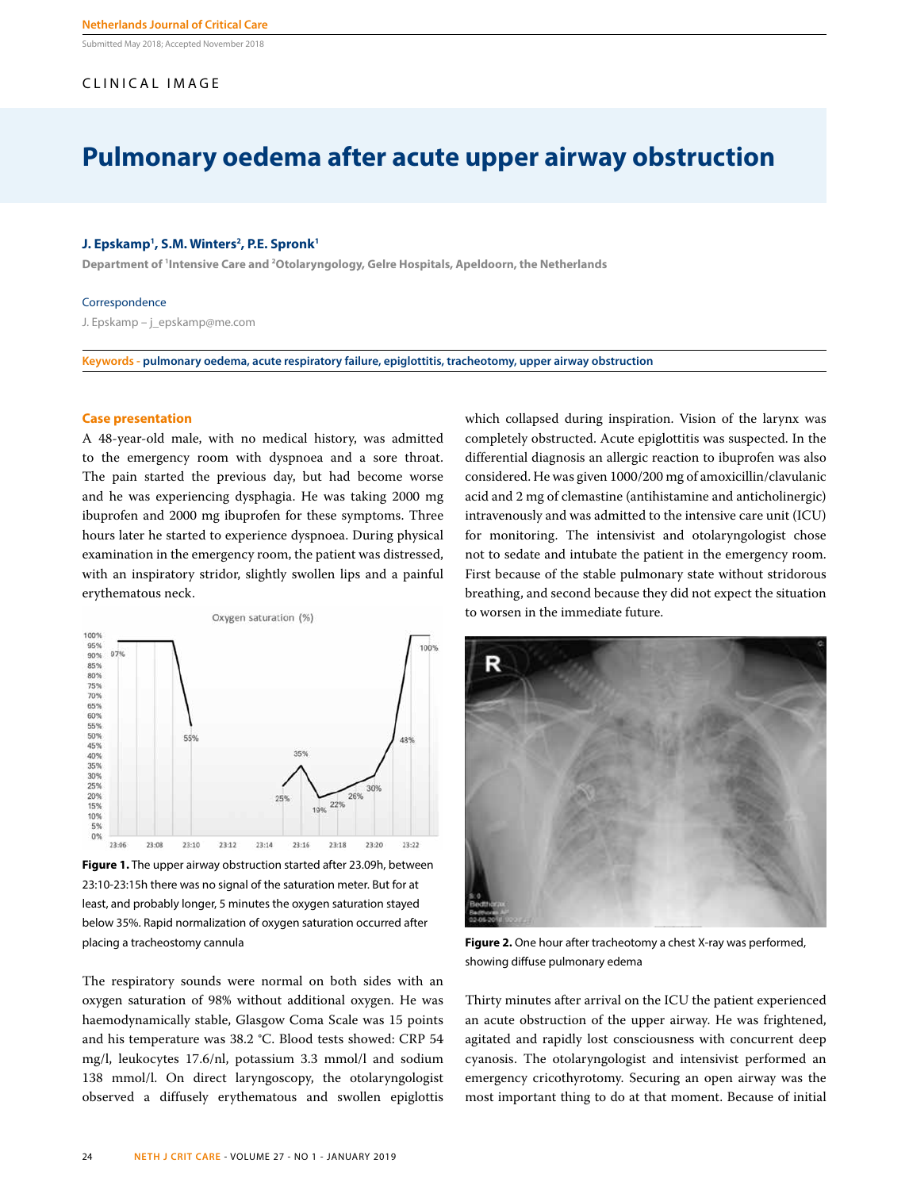CLINICAL IMAGE

# Pulmonary oedema after acute upper airway obstruction

**J. Epskamp[1], S.M. Winters[2], P.E. Spronk[1]**

Department of [1]Intensive Care and [2]Otolaryngology, Gelre Hospitals, Apeldoorn, the Netherlands

Correspondence

J. Epskamp – j_epskamp@me.com

**Keywords - pulmonary oedema, acute respiratory failure, epiglottitis, tracheotomy, upper airway obstruction**

## Case presentation

A 48-year-old male, with no medical history, was admitted to the emergency room with dyspnoea and a sore throat. The pain started the previous day, but had become worse and he was experiencing dysphagia. He was taking 2000 mg ibuprofen and 2000 mg ibuprofen for these symptoms. Three hours later he started to experience dyspnoea. During physical examination in the emergency room, the patient was distressed, with an inspiratory stridor, slightly swollen lips and a painful erythematous neck.

**Figure 1.** The upper airway obstruction started after 23.09h, between 23:10-23:15h there was no signal of the saturation meter. But for at least, and probably longer, 5 minutes the oxygen saturation stayed below 35%. Rapid normalization of oxygen saturation occurred after placing a tracheostomy cannula

The respiratory sounds were normal on both sides with an oxygen saturation of 98% without additional oxygen. He was haemodynamically stable, Glasgow Coma Scale was 15 points and his temperature was 38.2 °C. Blood tests showed: CRP 54 mg/l, leukocytes 17.6/nl, potassium 3.3 mmol/l and sodium 138 mmol/l. On direct laryngoscopy, the otolaryngologist observed a diffusely erythematous and swollen epiglottis which collapsed during inspiration. Vision of the larynx was completely obstructed. Acute epiglottitis was suspected. In the differential diagnosis an allergic reaction to ibuprofen was also considered. He was given 1000/200 mg of amoxicillin/clavulanic acid and 2 mg of clemastine (antihistamine and anticholinergic) intravenously and was admitted to the intensive care unit (ICU) for monitoring. The intensivist and otolaryngologist chose not to sedate and intubate the patient in the emergency room. First because of the stable pulmonary state without stridorous breathing, and second because they did not expect the situation to worsen in the immediate future.

**Figure 2.** One hour after tracheotomy a chest X-ray was performed, showing diffuse pulmonary edema

Thirty minutes after arrival on the ICU the patient experienced an acute obstruction of the upper airway. He was frightened, agitated and rapidly lost consciousness with concurrent deep cyanosis. The otolaryngologist and intensivist performed an emergency cricothyrotomy. Securing an open airway was the most important thing to do at that moment. Because of initial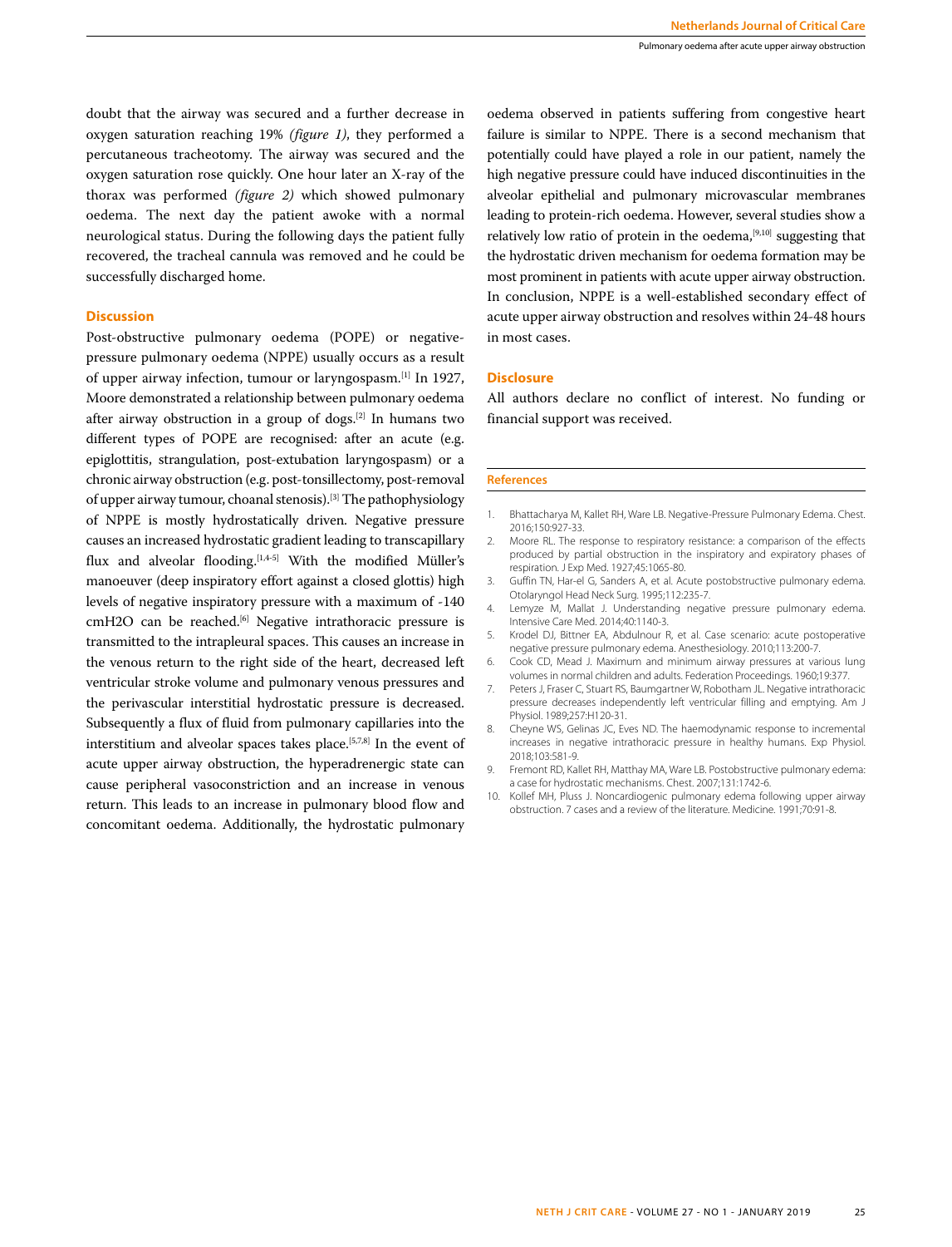doubt that the airway was secured and a further decrease in oxygen saturation reaching 19% *(figure 1)*, they performed a percutaneous tracheotomy. The airway was secured and the oxygen saturation rose quickly. One hour later an X-ray of the thorax was performed *(figure 2)* which showed pulmonary oedema. The next day the patient awoke with a normal neurological status. During the following days the patient fully recovered, the tracheal cannula was removed and he could be successfully discharged home.

## Discussion

Post-obstructive pulmonary oedema (POPE) or negative-pressure pulmonary oedema (NPPE) usually occurs as a result of upper airway infection, tumour or laryngospasm.[1] In 1927, Moore demonstrated a relationship between pulmonary oedema after airway obstruction in a group of dogs.[2] In humans two different types of POPE are recognised: after an acute (e.g. epiglottitis, strangulation, post-extubation laryngospasm) or a chronic airway obstruction (e.g. post-tonsillectomy, post-removal of upper airway tumour, choanal stenosis).[3] The pathophysiology of NPPE is mostly hydrostatically driven. Negative pressure causes an increased hydrostatic gradient leading to transcapillary flux and alveolar flooding.[1,4-5] With the modified Müller's manoeuver (deep inspiratory effort against a closed glottis) high levels of negative inspiratory pressure with a maximum of -140 cmH2O can be reached.[6] Negative intrathoracic pressure is transmitted to the intrapleural spaces. This causes an increase in the venous return to the right side of the heart, decreased left ventricular stroke volume and pulmonary venous pressures and the perivascular interstitial hydrostatic pressure is decreased. Subsequently a flux of fluid from pulmonary capillaries into the interstitium and alveolar spaces takes place.[5,7,8] In the event of acute upper airway obstruction, the hyperadrenergic state can cause peripheral vasoconstriction and an increase in venous return. This leads to an increase in pulmonary blood flow and concomitant oedema. Additionally, the hydrostatic pulmonary oedema observed in patients suffering from congestive heart failure is similar to NPPE. There is a second mechanism that potentially could have played a role in our patient, namely the high negative pressure could have induced discontinuities in the alveolar epithelial and pulmonary microvascular membranes leading to protein-rich oedema. However, several studies show a relatively low ratio of protein in the oedema,[9,10] suggesting that the hydrostatic driven mechanism for oedema formation may be most prominent in patients with acute upper airway obstruction. In conclusion, NPPE is a well-established secondary effect of acute upper airway obstruction and resolves within 24-48 hours in most cases.

## Disclosure

All authors declare no conflict of interest. No funding or financial support was received.

## References

1. Bhattacharya M, Kallet RH, Ware LB. Negative-Pressure Pulmonary Edema. Chest. 2016;150:927-33.
2. Moore RL. The response to respiratory resistance: a comparison of the effects produced by partial obstruction in the inspiratory and expiratory phases of respiration. J Exp Med. 1927;45:1065-80.
3. Guffin TN, Har-el G, Sanders A, et al. Acute postobstructive pulmonary edema. Otolaryngol Head Neck Surg. 1995;112:235-7.
4. Lemyze M, Mallat J. Understanding negative pressure pulmonary edema. Intensive Care Med. 2014;40:1140-3.
5. Krodel DJ, Bittner EA, Abdulnour R, et al. Case scenario: acute postoperative negative pressure pulmonary edema. Anesthesiology. 2010;113:200-7.
6. Cook CD, Mead J. Maximum and minimum airway pressures at various lung volumes in normal children and adults. Federation Proceedings. 1960;19:377.
7. Peters J, Fraser C, Stuart RS, Baumgartner W, Robotham JL. Negative intrathoracic pressure decreases independently left ventricular filling and emptying. Am J Physiol. 1989;257:H120-31.
8. Cheyne WS, Gelinas JC, Eves ND. The haemodynamic response to incremental increases in negative intrathoracic pressure in healthy humans. Exp Physiol. 2018;103:581-9.
9. Fremont RD, Kallet RH, Matthay MA, Ware LB. Postobstructive pulmonary edema: a case for hydrostatic mechanisms. Chest. 2007;131:1742-6.
10. Kollef MH, Pluss J. Noncardiogenic pulmonary edema following upper airway obstruction. 7 cases and a review of the literature. Medicine. 1991;70:91-8.